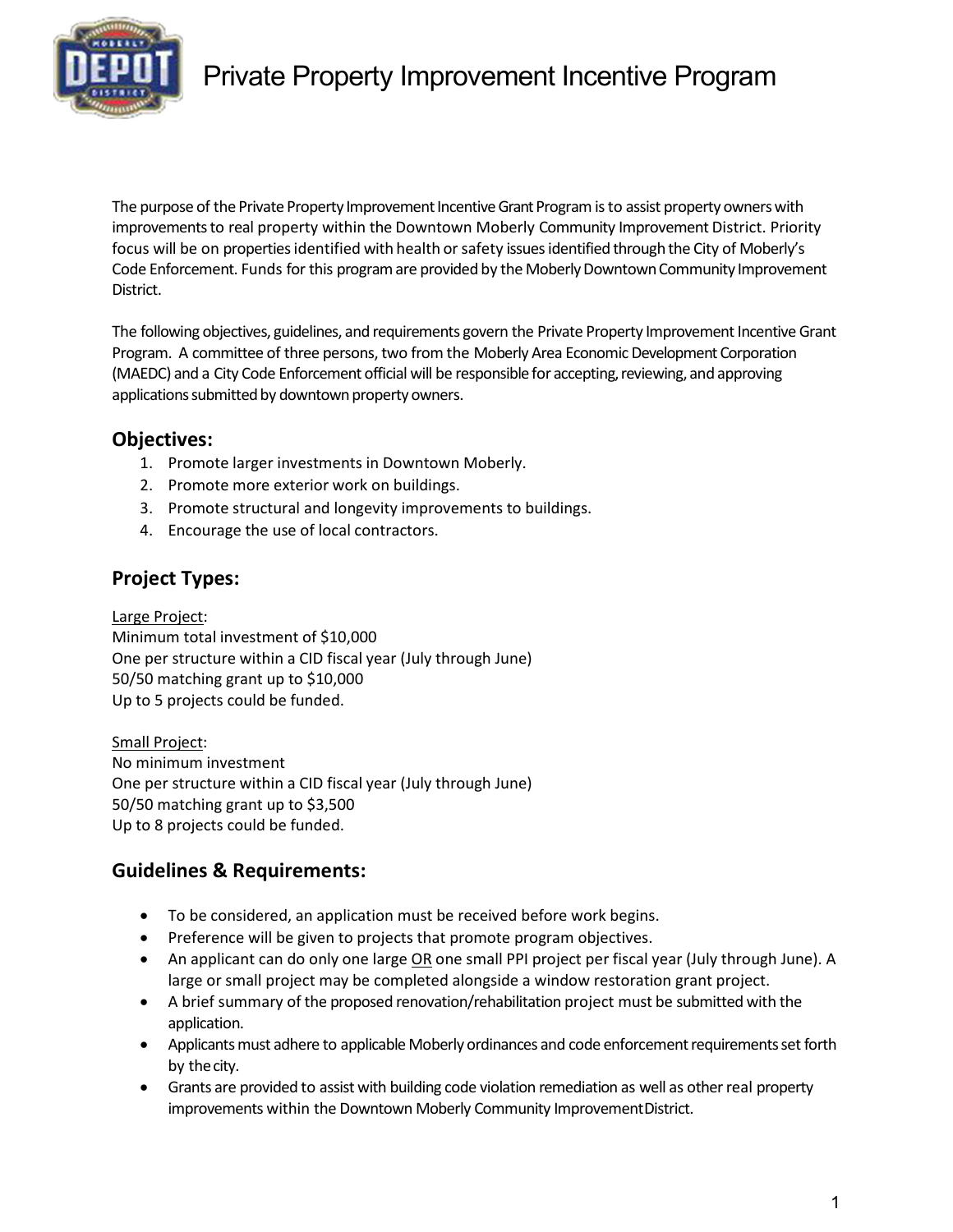# Private Property Improvement Incentive Program

The purpose of the Private Property Improvement Incentive Grant Program is to assist property owners with improvements to real property within the Downtown Moberly Community Improvement District. Priority focus will be on properties identified with health or safety issues identified through the City of Moberly's Code Enforcement. Funds for this program are provided by the Moberly Downtown Community Improvement District.

The following objectives, guidelines, and requirements govern the Private Property Improvement Incentive Grant Program. A committee of three persons, two from the Moberly Area Economic Development Corporation (MAEDC) and a City Code Enforcement official will be responsible for accepting, reviewing, and approving applications submitted by downtown property owners.

## Objectives:

1. Promote larger investments in Downtown Moberly.
2. Promote more exterior work on buildings.
3. Promote structural and longevity improvements to buildings.
4. Encourage the use of local contractors.

## Project Types:

<u>Large Project</u>:
Minimum total investment of $10,000
One per structure within a CID fiscal year (July through June)
50/50 matching grant up to $10,000
Up to 5 projects could be funded.

<u>Small Project</u>:
No minimum investment
One per structure within a CID fiscal year (July through June)
50/50 matching grant up to $3,500
Up to 8 projects could be funded.

## Guidelines & Requirements:

- To be considered, an application must be received before work begins.
- Preference will be given to projects that promote program objectives.
- An applicant can do only one large <u>OR</u> one small PPI project per fiscal year (July through June). A large or small project may be completed alongside a window restoration grant project.
- A brief summary of the proposed renovation/rehabilitation project must be submitted with the application.
- Applicants must adhere to applicable Moberly ordinances and code enforcement requirements set forth by the city.
- Grants are provided to assist with building code violation remediation as well as other real property improvements within the Downtown Moberly Community Improvement District.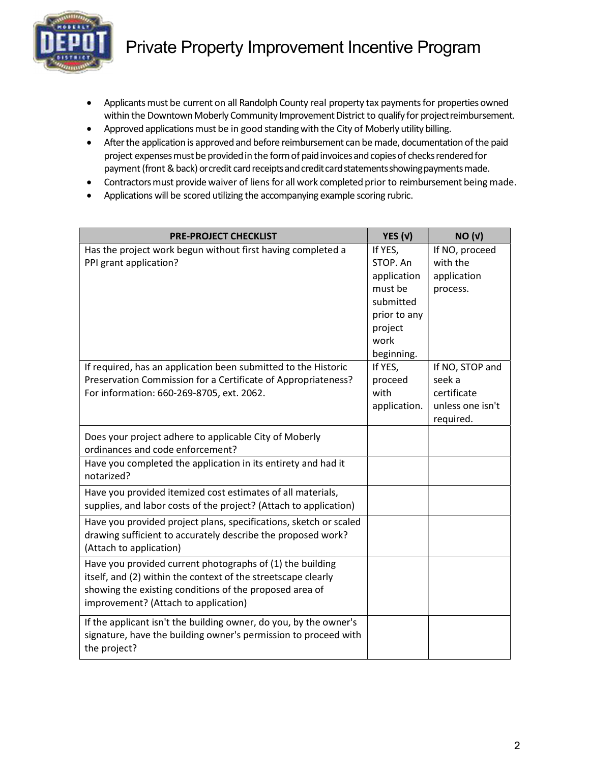- Applicants must be current on all Randolph County real property tax payments for properties owned within the Downtown Moberly Community Improvement District to qualify for project reimbursement.
- Approved applications must be in good standing with the City of Moberly utility billing.
- After the application is approved and before reimbursement can be made, documentation of the paid project expenses must be provided in the form of paid invoices and copies of checks rendered for payment (front & back) or credit card receipts and credit card statements showing payments made.
- Contractors must provide waiver of liens for all work completed prior to reimbursement being made.
- Applications will be scored utilizing the accompanying example scoring rubric.

| PRE-PROJECT CHECKLIST | YES (√) | NO (√) |
|---|---|---|
| Has the project work begun without first having completed a PPI grant application? | If YES, STOP. An application must be submitted prior to any project work beginning. | If NO, proceed with the application process. |
| If required, has an application been submitted to the Historic Preservation Commission for a Certificate of Appropriateness? For information: 660-269-8705, ext. 2062. | If YES, proceed with application. | If NO, STOP and seek a certificate unless one isn't required. |
| Does your project adhere to applicable City of Moberly ordinances and code enforcement? | | |
| Have you completed the application in its entirety and had it notarized? | | |
| Have you provided itemized cost estimates of all materials, supplies, and labor costs of the project? (Attach to application) | | |
| Have you provided project plans, specifications, sketch or scaled drawing sufficient to accurately describe the proposed work? (Attach to application) | | |
| Have you provided current photographs of (1) the building itself, and (2) within the context of the streetscape clearly showing the existing conditions of the proposed area of improvement? (Attach to application) | | |
| If the applicant isn't the building owner, do you, by the owner's signature, have the building owner's permission to proceed with the project? | | |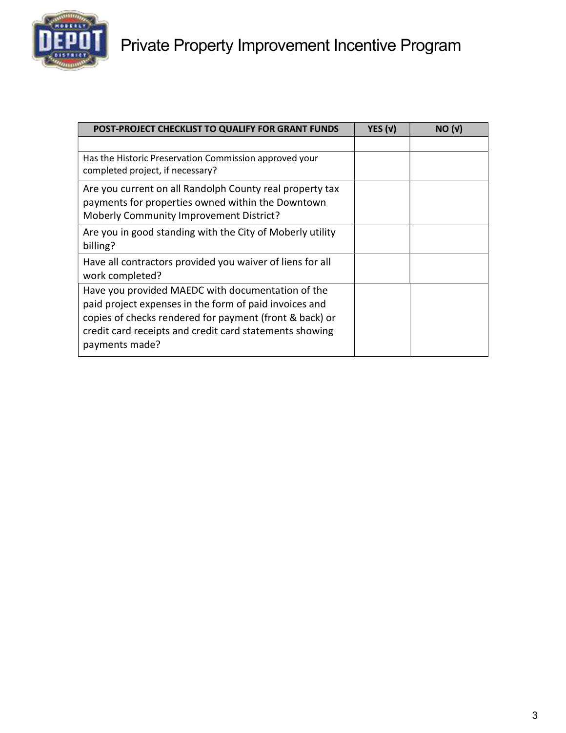# Private Property Improvement Incentive Program

| POST-PROJECT CHECKLIST TO QUALIFY FOR GRANT FUNDS | YES (√) | NO (√) |
|---|---|---|
| | | |
| Has the Historic Preservation Commission approved your completed project, if necessary? | | |
| Are you current on all Randolph County real property tax payments for properties owned within the Downtown Moberly Community Improvement District? | | |
| Are you in good standing with the City of Moberly utility billing? | | |
| Have all contractors provided you waiver of liens for all work completed? | | |
| Have you provided MAEDC with documentation of the paid project expenses in the form of paid invoices and copies of checks rendered for payment (front & back) or credit card receipts and credit card statements showing payments made? | | |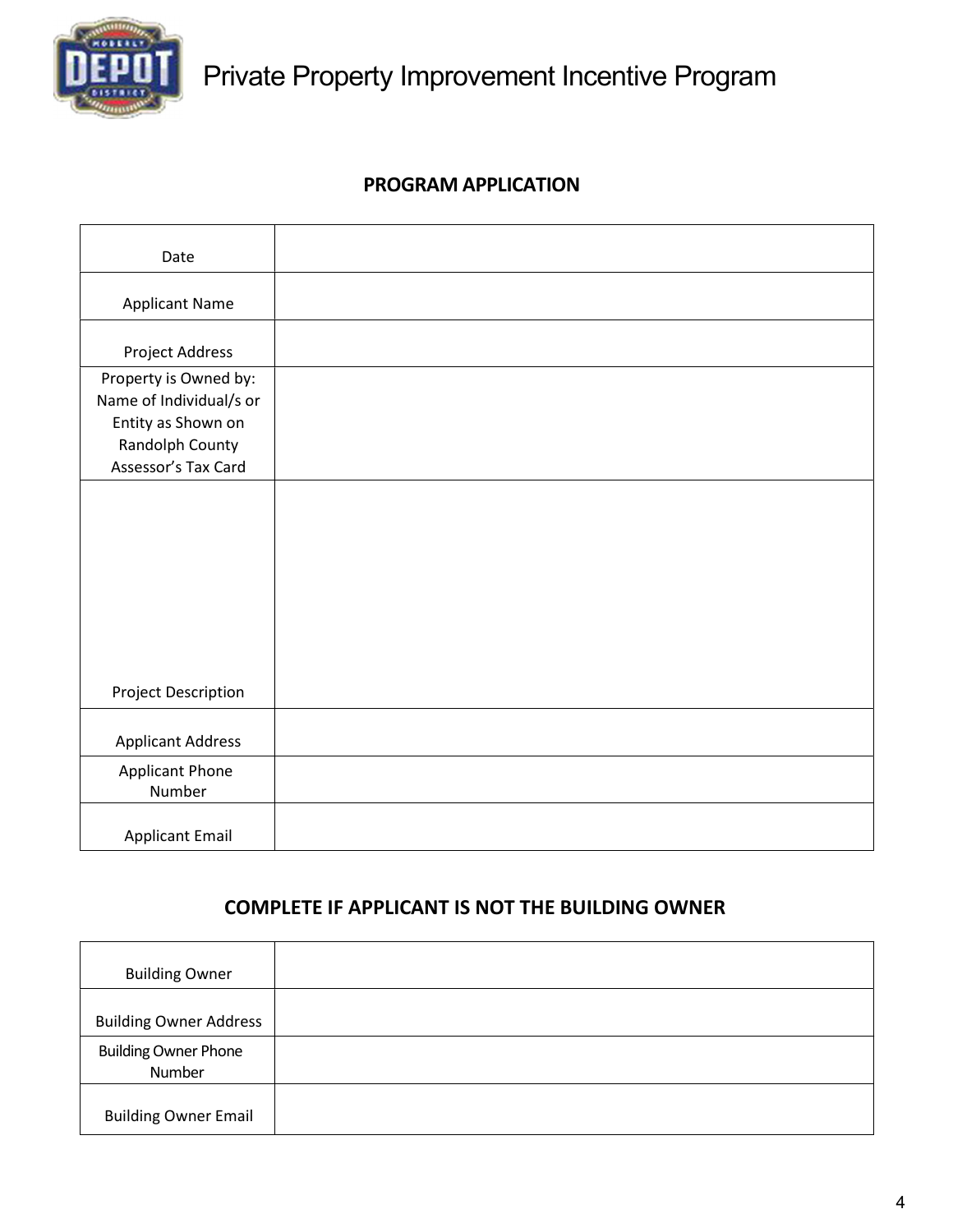# Private Property Improvement Incentive Program

## PROGRAM APPLICATION

| | |
|---|---|
| Date | |
| Applicant Name | |
| Project Address | |
| Property is Owned by: Name of Individual/s or Entity as Shown on Randolph County Assessor's Tax Card | |
| Project Description | |
| Applicant Address | |
| Applicant Phone Number | |
| Applicant Email | |

## COMPLETE IF APPLICANT IS NOT THE BUILDING OWNER

| | |
|---|---|
| Building Owner | |
| Building Owner Address | |
| Building Owner Phone Number | |
| Building Owner Email | |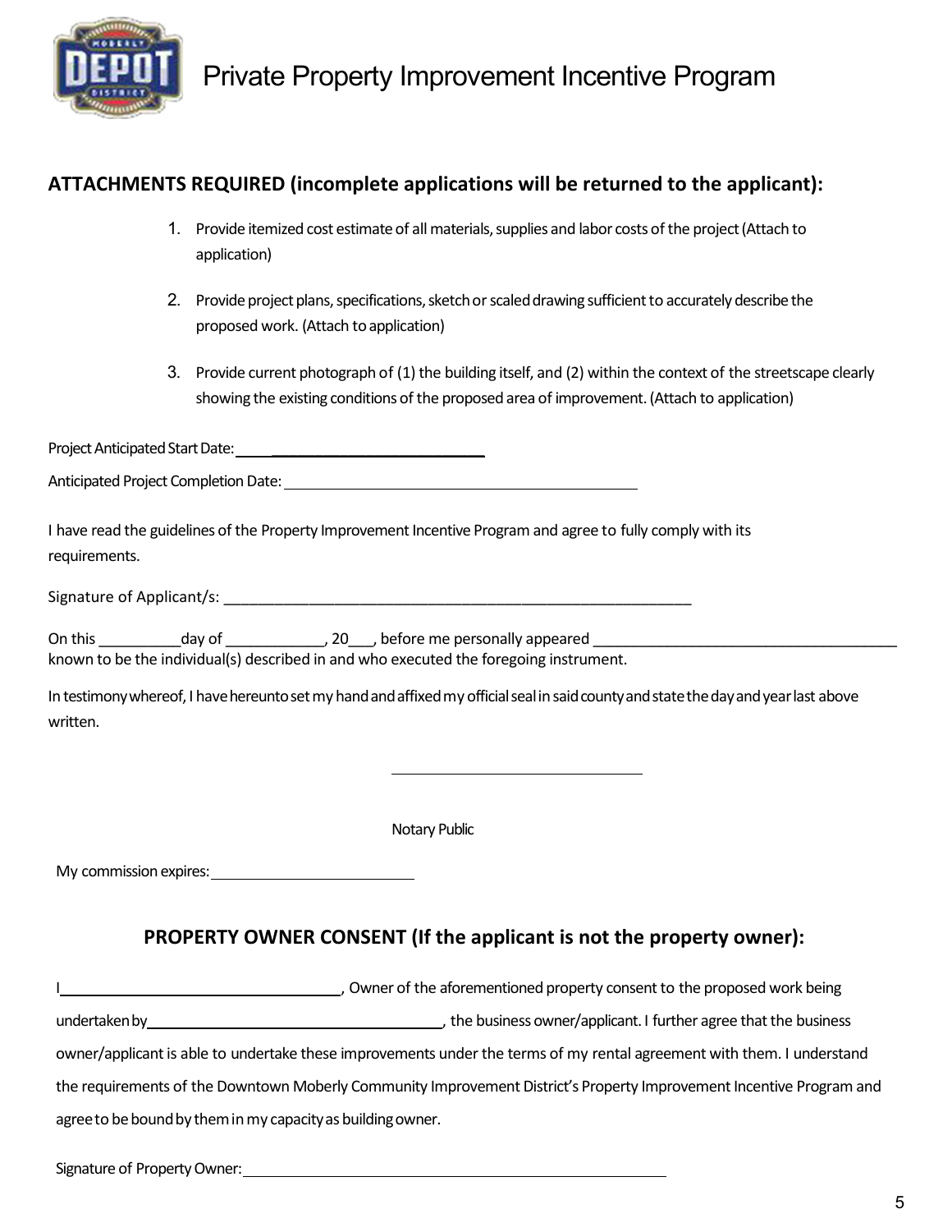# Private Property Improvement Incentive Program

## ATTACHMENTS REQUIRED (incomplete applications will be returned to the applicant):

1. Provide itemized cost estimate of all materials, supplies and labor costs of the project (Attach to application)
2. Provide project plans, specifications, sketch or scaled drawing sufficient to accurately describe the proposed work. (Attach to application)
3. Provide current photograph of (1) the building itself, and (2) within the context of the streetscape clearly showing the existing conditions of the proposed area of improvement. (Attach to application)

Project Anticipated Start Date: ______________________________

Anticipated Project Completion Date: ______________________________

I have read the guidelines of the Property Improvement Incentive Program and agree to fully comply with its requirements.

Signature of Applicant/s: ______________________________________________________

On this __________day of ____________, 20___, before me personally appeared ______________________________________ known to be the individual(s) described in and who executed the foregoing instrument.

In testimony whereof, I have hereunto set my hand and affixed my official seal in said county and state the day and year last above written.

______________________________

Notary Public

My commission expires: ______________________

## PROPERTY OWNER CONSENT (If the applicant is not the property owner):

I ______________________________, Owner of the aforementioned property consent to the proposed work being undertaken by ______________________________, the business owner/applicant. I further agree that the business owner/applicant is able to undertake these improvements under the terms of my rental agreement with them. I understand the requirements of the Downtown Moberly Community Improvement District's Property Improvement Incentive Program and agree to be bound by them in my capacity as building owner.

Signature of Property Owner: ______________________________________________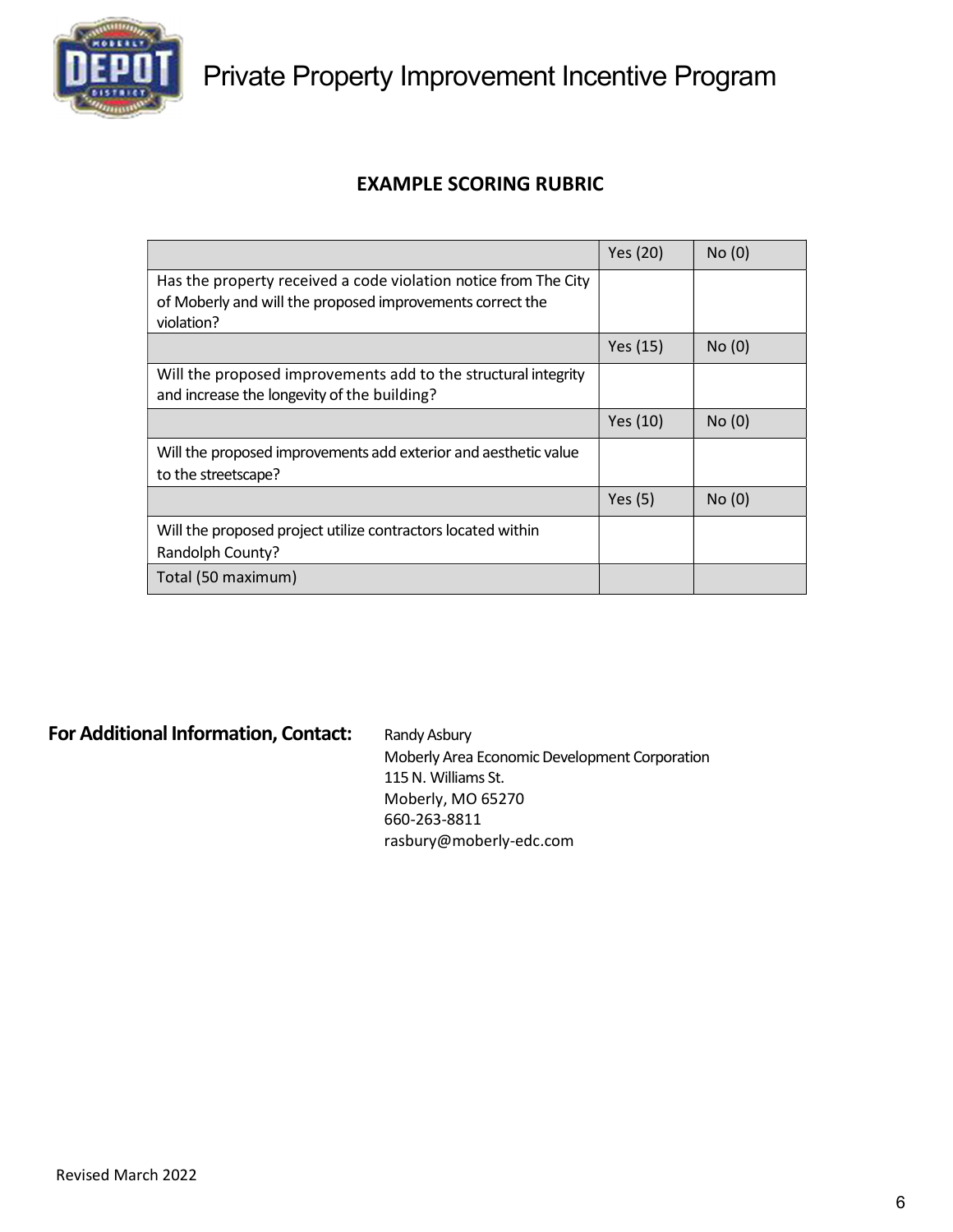# Private Property Improvement Incentive Program

## EXAMPLE SCORING RUBRIC

| | | |
|---|---|---|
| | Yes (20) | No (0) |
| Has the property received a code violation notice from The City of Moberly and will the proposed improvements correct the violation? | | |
| | Yes (15) | No (0) |
| Will the proposed improvements add to the structural integrity and increase the longevity of the building? | | |
| | Yes (10) | No (0) |
| Will the proposed improvements add exterior and aesthetic value to the streetscape? | | |
| | Yes (5) | No (0) |
| Will the proposed project utilize contractors located within Randolph County? | | |
| Total (50 maximum) | | |

**For Additional Information, Contact:**

Randy Asbury
Moberly Area Economic Development Corporation
115 N. Williams St.
Moberly, MO 65270
660-263-8811
rasbury@moberly-edc.com

Revised March 2022